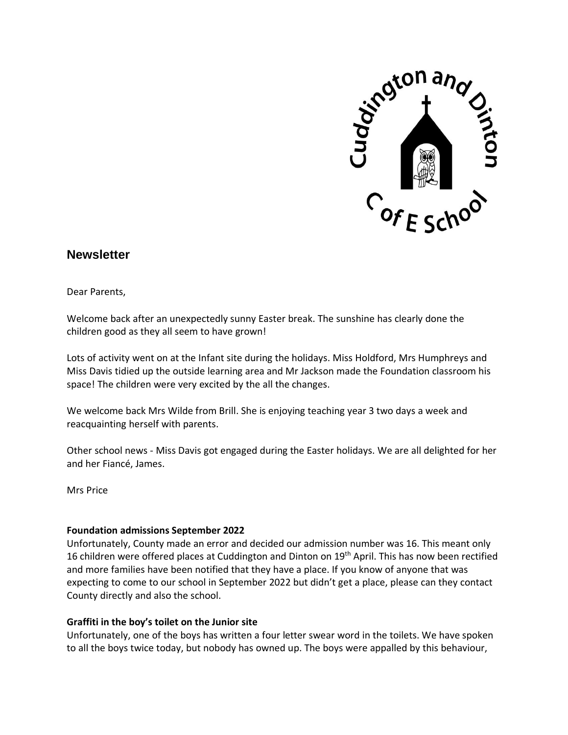## Newsletter

Dear Parents,

Welcome back after an unexpectedly sunny Easter break. The sunshine has clearly done the children good as they all seem to have grown!

Lots of activity went on at the Infant site during the holidays. Miss Holdford, Mrs Humphreys and Miss Davis tidied up the outside learning area and Mr Jackson made the Foundation classroom his space! The children were very excited by the all the changes.

We welcome back Mrs Wilde from Brill. She is enjoying teaching year 3 two days a week and reacquainting herself with parents.

Other school news - Miss Davis got engaged during the Easter holidays. We are all delighted for her and her Fiancé, James.

Mrs Price

**Foundation admissions September 2022**

Unfortunately, County made an error and decided our admission number was 16. This meant only 16 children were offered places at Cuddington and Dinton on 19th April. This has now been rectified and more families have been notified that they have a place. If you know of anyone that was expecting to come to our school in September 2022 but didn't get a place, please can they contact County directly and also the school.

**Graffiti in the boy's toilet on the Junior site**

Unfortunately, one of the boys has written a four letter swear word in the toilets. We have spoken to all the boys twice today, but nobody has owned up. The boys were appalled by this behaviour,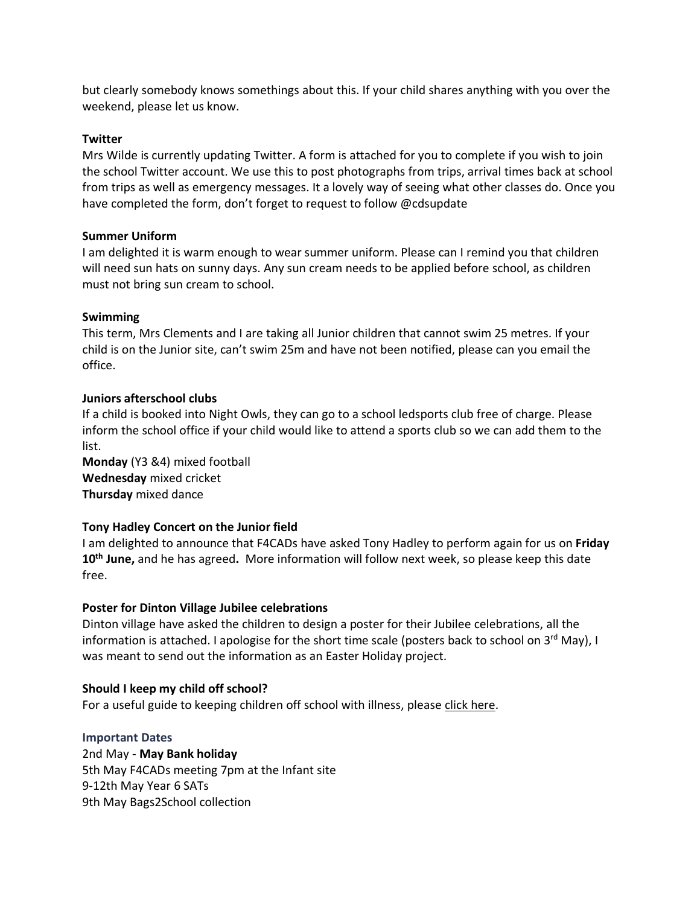but clearly somebody knows somethings about this. If your child shares anything with you over the weekend, please let us know.

**Twitter**
Mrs Wilde is currently updating Twitter. A form is attached for you to complete if you wish to join the school Twitter account. We use this to post photographs from trips, arrival times back at school from trips as well as emergency messages. It a lovely way of seeing what other classes do. Once you have completed the form, don't forget to request to follow @cdsupdate

**Summer Uniform**
I am delighted it is warm enough to wear summer uniform. Please can I remind you that children will need sun hats on sunny days. Any sun cream needs to be applied before school, as children must not bring sun cream to school.

**Swimming**
This term, Mrs Clements and I are taking all Junior children that cannot swim 25 metres. If your child is on the Junior site, can't swim 25m and have not been notified, please can you email the office.

**Juniors afterschool clubs**
If a child is booked into Night Owls, they can go to a school ledsports club free of charge. Please inform the school office if your child would like to attend a sports club so we can add them to the list.
**Monday** (Y3 &4) mixed football
**Wednesday** mixed cricket
**Thursday** mixed dance

**Tony Hadley Concert on the Junior field**
I am delighted to announce that F4CADs have asked Tony Hadley to perform again for us on **Friday 10th June,** and he has agreed**.** More information will follow next week, so please keep this date free.

**Poster for Dinton Village Jubilee celebrations**
Dinton village have asked the children to design a poster for their Jubilee celebrations, all the information is attached. I apologise for the short time scale (posters back to school on 3rd May), I was meant to send out the information as an Easter Holiday project.

**Should I keep my child off school?**
For a useful guide to keeping children off school with illness, please click here.

**Important Dates**
2nd May - **May Bank holiday**
5th May F4CADs meeting 7pm at the Infant site
9-12th May Year 6 SATs
9th May Bags2School collection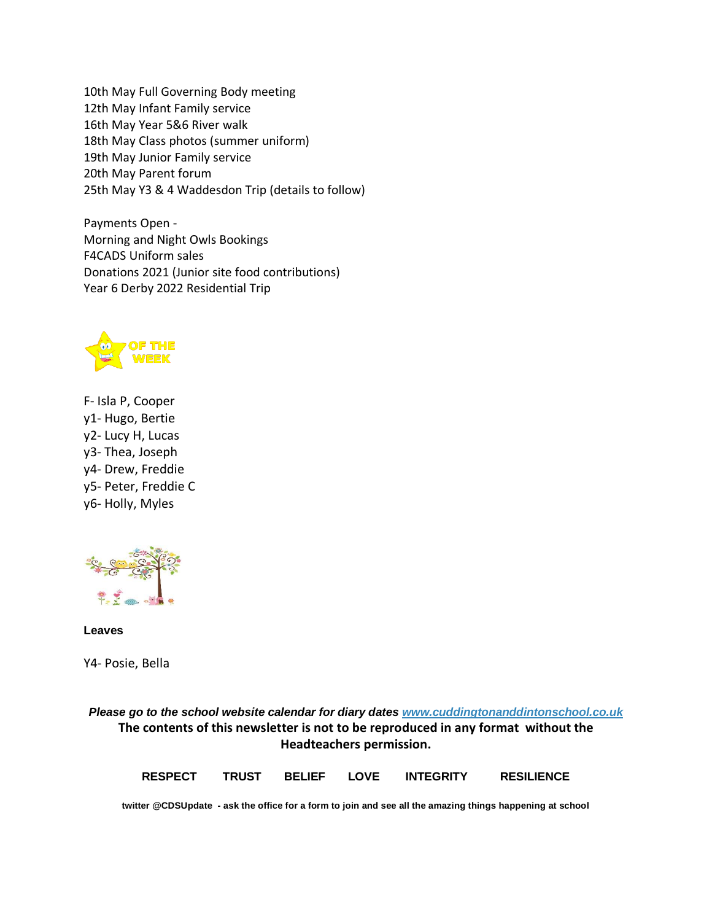10th May Full Governing Body meeting
12th May Infant Family service
16th May Year 5&6 River walk
18th May Class photos (summer uniform)
19th May Junior Family service
20th May Parent forum
25th May Y3 & 4 Waddesdon Trip (details to follow)

Payments Open -
Morning and Night Owls Bookings
F4CADS Uniform sales
Donations 2021 (Junior site food contributions)
Year 6 Derby 2022 Residential Trip

OF THE WEEK

F- Isla P, Cooper
y1- Hugo, Bertie
y2- Lucy H, Lucas
y3- Thea, Joseph
y4- Drew, Freddie
y5- Peter, Freddie C
y6- Holly, Myles

**Leaves**

Y4- Posie, Bella

***Please go to the school website calendar for diary dates [www.cuddingtonanddintonschool.co.uk](www.cuddingtonanddintonschool.co.uk)***

**The contents of this newsletter is not to be reproduced in any format without the Headteachers permission.**

**RESPECT TRUST BELIEF LOVE INTEGRITY RESILIENCE**

**twitter @CDSUpdate - ask the office for a form to join and see all the amazing things happening at school**